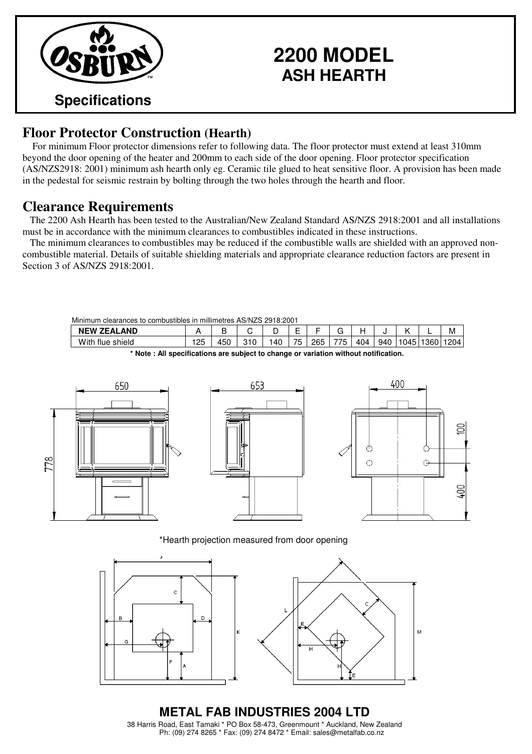# 2200 MODEL
## ASH HEARTH

**Specifications**

## Floor Protector Construction (Hearth)

For minimum Floor protector dimensions refer to following data. The floor protector must extend at least 310mm beyond the door opening of the heater and 200mm to each side of the door opening. Floor protector specification (AS/NZS2918: 2001) minimum ash hearth only eg. Ceramic tile glued to heat sensitive floor. A provision has been made in the pedestal for seismic restrain by bolting through the two holes through the hearth and floor.

## Clearance Requirements

The 2200 Ash Hearth has been tested to the Australian/New Zealand Standard AS/NZS 2918:2001 and all installations must be in accordance with the minimum clearances to combustibles indicated in these instructions.

The minimum clearances to combustibles may be reduced if the combustible walls are shielded with an approved non-combustible material. Details of suitable shielding materials and appropriate clearance reduction factors are present in Section 3 of AS/NZS 2918:2001.

Minimum clearances to combustibles in millimetres AS/NZS 2918:2001

| NEW ZEALAND | A | B | C | D | E | F | G | H | J | K | L | M |
|---|---|---|---|---|---|---|---|---|---|---|---|---|
| With flue shield | 125 | 450 | 310 | 140 | 75 | 265 | 775 | 404 | 940 | 1045 | 1360 | 1204 |

**\* Note : All specifications are subject to change or variation without notification.**

650 653 400 778 100 400

*Hearth projection measured from door opening

**METAL FAB INDUSTRIES 2004 LTD**

38 Harris Road, East Tamaki * PO Box 58-473, Greenmount * Auckland, New Zealand
Ph: (09) 274 8265 * Fax: (09) 274 8472 * Email: sales@metalfab.co.nz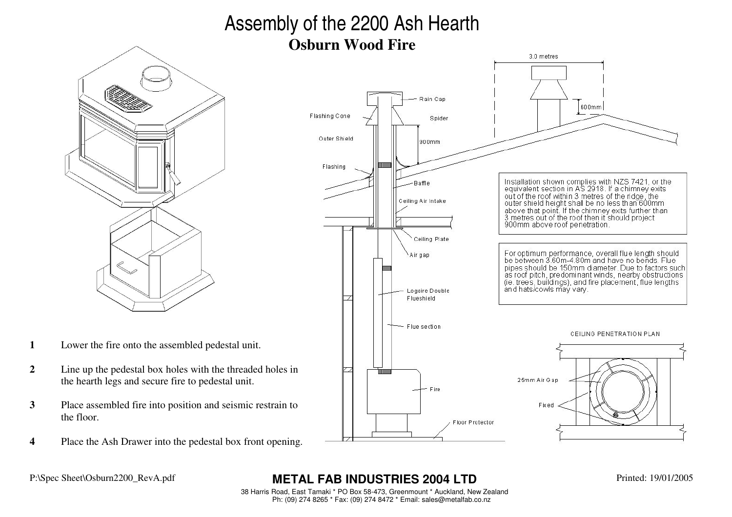# Assembly of the 2200 Ash Hearth

## Osburn Wood Fire

3.0 metres

600mm

Rain Cap

Flashing Cone

Spider

Outer Shield

900mm

Flashing

Baffle

Ceiling Air Intake

Ceiling Plate

Air gap

Logaire Double Flueshield

Flue section

Fire

Floor Protector

Installation shown complies with NZS 7421, or the equivalent section in AS 2918. If a chimney exits out of the roof within 3 metres of the ridge, the outer shield height shall be no less than 600mm above that point. If the chimney exits further than 3 metres out of the roof then it should project 900mm above roof penetration.

For optimum performance, overall flue length should be between 3.60m-4.80m and have no bends. Flue pipes should be 150mm diameter. Due to factors such as roof pitch, predominant winds, nearby obstructions (ie. trees, buildings), and fire placement, flue lengths and hats/cowls may vary.

CEILING PENETRATION PLAN

25mm Air Gap

Fixed

1. Lower the fire onto the assembled pedestal unit.
2. Line up the pedestal box holes with the threaded holes in the hearth legs and secure fire to pedestal unit.
3. Place assembled fire into position and seismic restrain to the floor.
4. Place the Ash Drawer into the pedestal box front opening.

P:\Spec Sheet\Osburn2200_RevA.pdf

**METAL FAB INDUSTRIES 2004 LTD**

38 Harris Road, East Tamaki * PO Box 58-473, Greenmount * Auckland, New Zealand
Ph: (09) 274 8265 * Fax: (09) 274 8472 * Email: sales@metalfab.co.nz

Printed: 19/01/2005